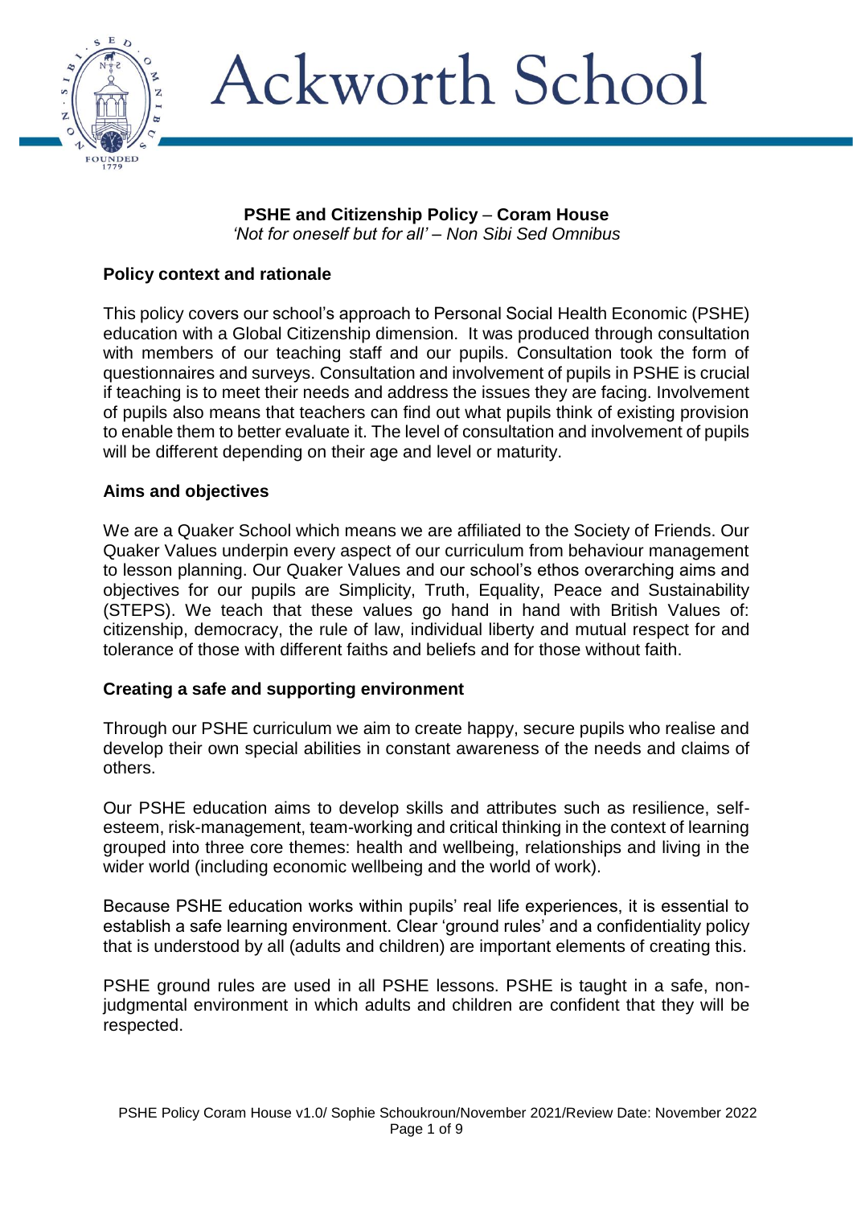# Ackworth School

**PSHE and Citizenship Policy** – **Coram House**
*'Not for oneself but for all' – Non Sibi Sed Omnibus*

## Policy context and rationale

This policy covers our school's approach to Personal Social Health Economic (PSHE) education with a Global Citizenship dimension. It was produced through consultation with members of our teaching staff and our pupils. Consultation took the form of questionnaires and surveys. Consultation and involvement of pupils in PSHE is crucial if teaching is to meet their needs and address the issues they are facing. Involvement of pupils also means that teachers can find out what pupils think of existing provision to enable them to better evaluate it. The level of consultation and involvement of pupils will be different depending on their age and level or maturity.

## Aims and objectives

We are a Quaker School which means we are affiliated to the Society of Friends. Our Quaker Values underpin every aspect of our curriculum from behaviour management to lesson planning. Our Quaker Values and our school's ethos overarching aims and objectives for our pupils are Simplicity, Truth, Equality, Peace and Sustainability (STEPS). We teach that these values go hand in hand with British Values of: citizenship, democracy, the rule of law, individual liberty and mutual respect for and tolerance of those with different faiths and beliefs and for those without faith.

## Creating a safe and supporting environment

Through our PSHE curriculum we aim to create happy, secure pupils who realise and develop their own special abilities in constant awareness of the needs and claims of others.

Our PSHE education aims to develop skills and attributes such as resilience, self-esteem, risk-management, team-working and critical thinking in the context of learning grouped into three core themes: health and wellbeing, relationships and living in the wider world (including economic wellbeing and the world of work).

Because PSHE education works within pupils' real life experiences, it is essential to establish a safe learning environment. Clear 'ground rules' and a confidentiality policy that is understood by all (adults and children) are important elements of creating this.

PSHE ground rules are used in all PSHE lessons. PSHE is taught in a safe, non-judgmental environment in which adults and children are confident that they will be respected.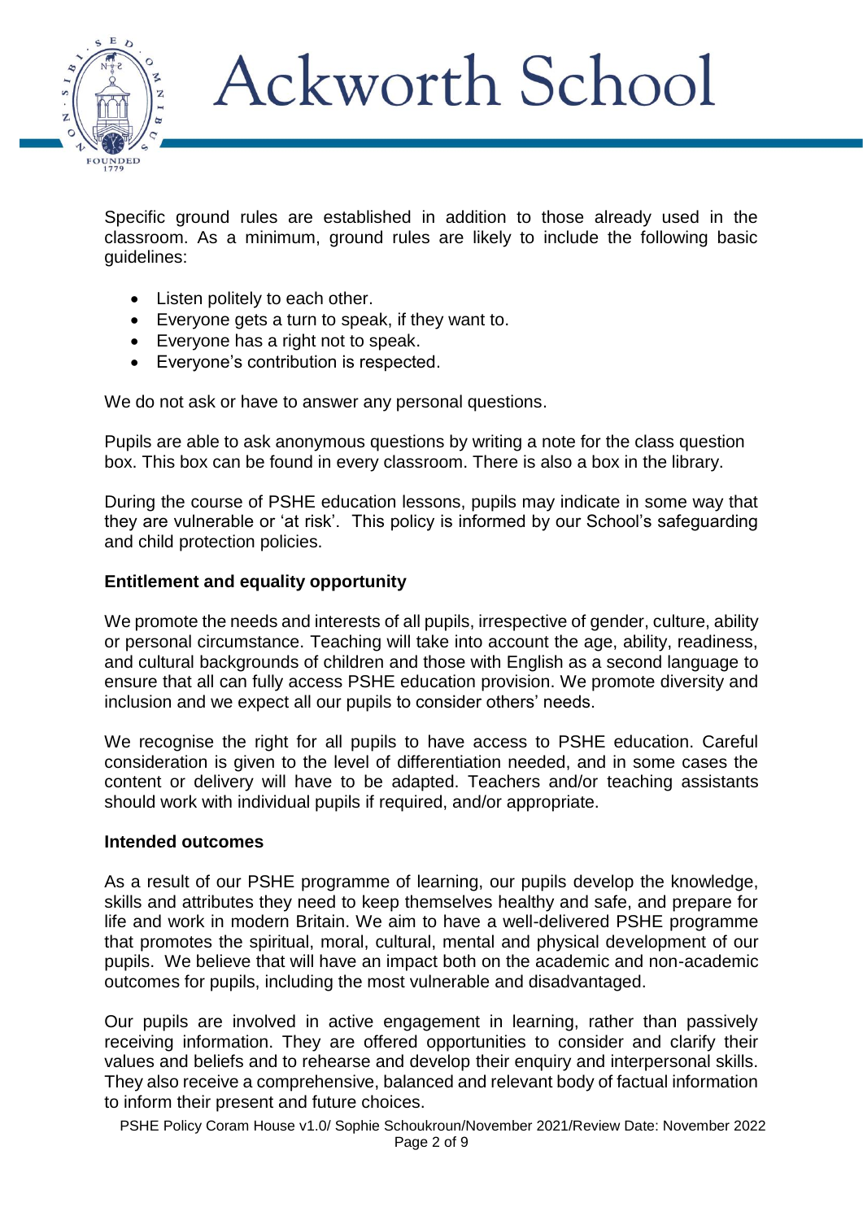Specific ground rules are established in addition to those already used in the classroom. As a minimum, ground rules are likely to include the following basic guidelines:

- Listen politely to each other.
- Everyone gets a turn to speak, if they want to.
- Everyone has a right not to speak.
- Everyone's contribution is respected.

We do not ask or have to answer any personal questions.

Pupils are able to ask anonymous questions by writing a note for the class question box. This box can be found in every classroom. There is also a box in the library.

During the course of PSHE education lessons, pupils may indicate in some way that they are vulnerable or 'at risk'. This policy is informed by our School's safeguarding and child protection policies.

**Entitlement and equality opportunity**

We promote the needs and interests of all pupils, irrespective of gender, culture, ability or personal circumstance. Teaching will take into account the age, ability, readiness, and cultural backgrounds of children and those with English as a second language to ensure that all can fully access PSHE education provision. We promote diversity and inclusion and we expect all our pupils to consider others' needs.

We recognise the right for all pupils to have access to PSHE education. Careful consideration is given to the level of differentiation needed, and in some cases the content or delivery will have to be adapted. Teachers and/or teaching assistants should work with individual pupils if required, and/or appropriate.

**Intended outcomes**

As a result of our PSHE programme of learning, our pupils develop the knowledge, skills and attributes they need to keep themselves healthy and safe, and prepare for life and work in modern Britain. We aim to have a well-delivered PSHE programme that promotes the spiritual, moral, cultural, mental and physical development of our pupils. We believe that will have an impact both on the academic and non-academic outcomes for pupils, including the most vulnerable and disadvantaged.

Our pupils are involved in active engagement in learning, rather than passively receiving information. They are offered opportunities to consider and clarify their values and beliefs and to rehearse and develop their enquiry and interpersonal skills. They also receive a comprehensive, balanced and relevant body of factual information to inform their present and future choices.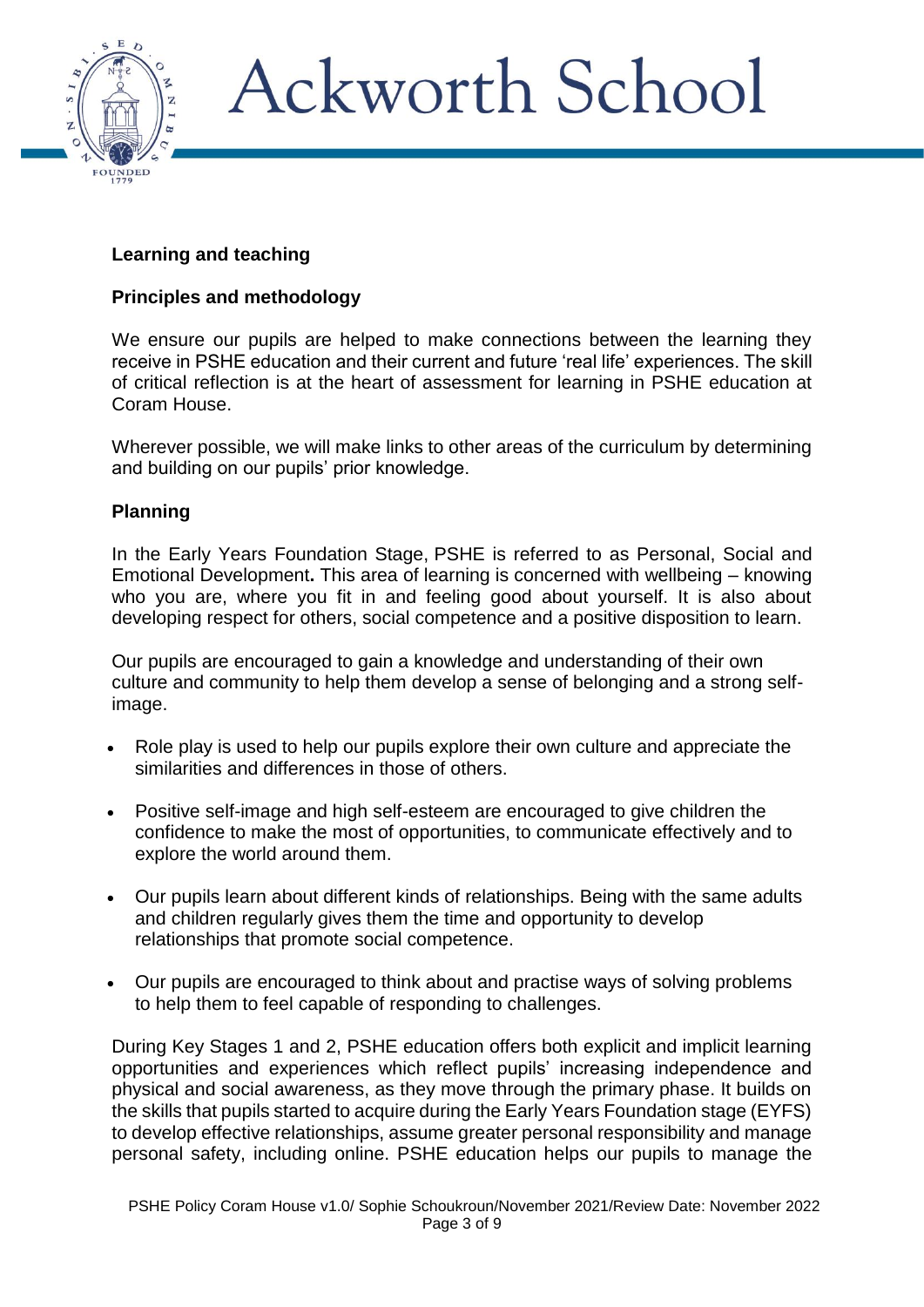## Learning and teaching

### Principles and methodology

We ensure our pupils are helped to make connections between the learning they receive in PSHE education and their current and future 'real life' experiences. The skill of critical reflection is at the heart of assessment for learning in PSHE education at Coram House.

Wherever possible, we will make links to other areas of the curriculum by determining and building on our pupils' prior knowledge.

### Planning

In the Early Years Foundation Stage, PSHE is referred to as Personal, Social and Emotional Development**.** This area of learning is concerned with wellbeing – knowing who you are, where you fit in and feeling good about yourself. It is also about developing respect for others, social competence and a positive disposition to learn.

Our pupils are encouraged to gain a knowledge and understanding of their own culture and community to help them develop a sense of belonging and a strong self-image.

- Role play is used to help our pupils explore their own culture and appreciate the similarities and differences in those of others.
- Positive self-image and high self-esteem are encouraged to give children the confidence to make the most of opportunities, to communicate effectively and to explore the world around them.
- Our pupils learn about different kinds of relationships. Being with the same adults and children regularly gives them the time and opportunity to develop relationships that promote social competence.
- Our pupils are encouraged to think about and practise ways of solving problems to help them to feel capable of responding to challenges.

During Key Stages 1 and 2, PSHE education offers both explicit and implicit learning opportunities and experiences which reflect pupils' increasing independence and physical and social awareness, as they move through the primary phase. It builds on the skills that pupils started to acquire during the Early Years Foundation stage (EYFS) to develop effective relationships, assume greater personal responsibility and manage personal safety, including online. PSHE education helps our pupils to manage the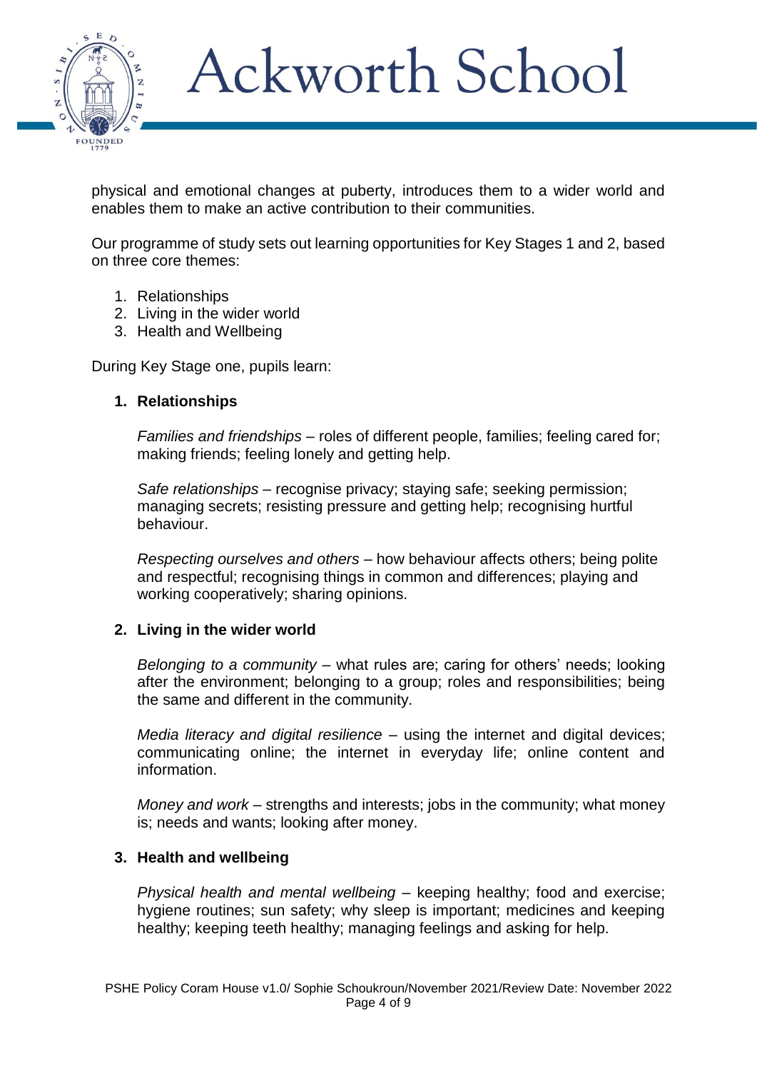physical and emotional changes at puberty, introduces them to a wider world and enables them to make an active contribution to their communities.

Our programme of study sets out learning opportunities for Key Stages 1 and 2, based on three core themes:

1. Relationships
2. Living in the wider world
3. Health and Wellbeing

During Key Stage one, pupils learn:

1. **Relationships**

   *Families and friendships* – roles of different people, families; feeling cared for; making friends; feeling lonely and getting help.

   *Safe relationships* – recognise privacy; staying safe; seeking permission; managing secrets; resisting pressure and getting help; recognising hurtful behaviour.

   *Respecting ourselves and others* – how behaviour affects others; being polite and respectful; recognising things in common and differences; playing and working cooperatively; sharing opinions.

2. **Living in the wider world**

   *Belonging to a community* – what rules are; caring for others' needs; looking after the environment; belonging to a group; roles and responsibilities; being the same and different in the community.

   *Media literacy and digital resilience* – using the internet and digital devices; communicating online; the internet in everyday life; online content and information.

   *Money and work* – strengths and interests; jobs in the community; what money is; needs and wants; looking after money.

3. **Health and wellbeing**

   *Physical health and mental wellbeing* – keeping healthy; food and exercise; hygiene routines; sun safety; why sleep is important; medicines and keeping healthy; keeping teeth healthy; managing feelings and asking for help.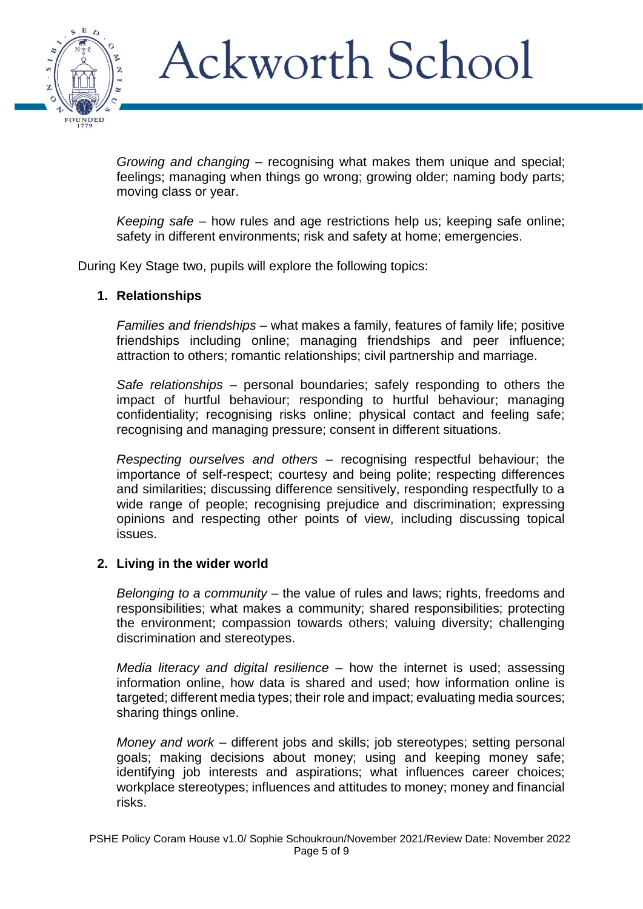*Growing and changing* – recognising what makes them unique and special; feelings; managing when things go wrong; growing older; naming body parts; moving class or year.

*Keeping safe* – how rules and age restrictions help us; keeping safe online; safety in different environments; risk and safety at home; emergencies.

During Key Stage two, pupils will explore the following topics:

1. **Relationships**

   *Families and friendships* – what makes a family, features of family life; positive friendships including online; managing friendships and peer influence; attraction to others; romantic relationships; civil partnership and marriage.

   *Safe relationships* – personal boundaries; safely responding to others the impact of hurtful behaviour; responding to hurtful behaviour; managing confidentiality; recognising risks online; physical contact and feeling safe; recognising and managing pressure; consent in different situations.

   *Respecting ourselves and others* – recognising respectful behaviour; the importance of self-respect; courtesy and being polite; respecting differences and similarities; discussing difference sensitively, responding respectfully to a wide range of people; recognising prejudice and discrimination; expressing opinions and respecting other points of view, including discussing topical issues.

2. **Living in the wider world**

   *Belonging to a community* – the value of rules and laws; rights, freedoms and responsibilities; what makes a community; shared responsibilities; protecting the environment; compassion towards others; valuing diversity; challenging discrimination and stereotypes.

   *Media literacy and digital resilience* – how the internet is used; assessing information online, how data is shared and used; how information online is targeted; different media types; their role and impact; evaluating media sources; sharing things online.

   *Money and work* – different jobs and skills; job stereotypes; setting personal goals; making decisions about money; using and keeping money safe; identifying job interests and aspirations; what influences career choices; workplace stereotypes; influences and attitudes to money; money and financial risks.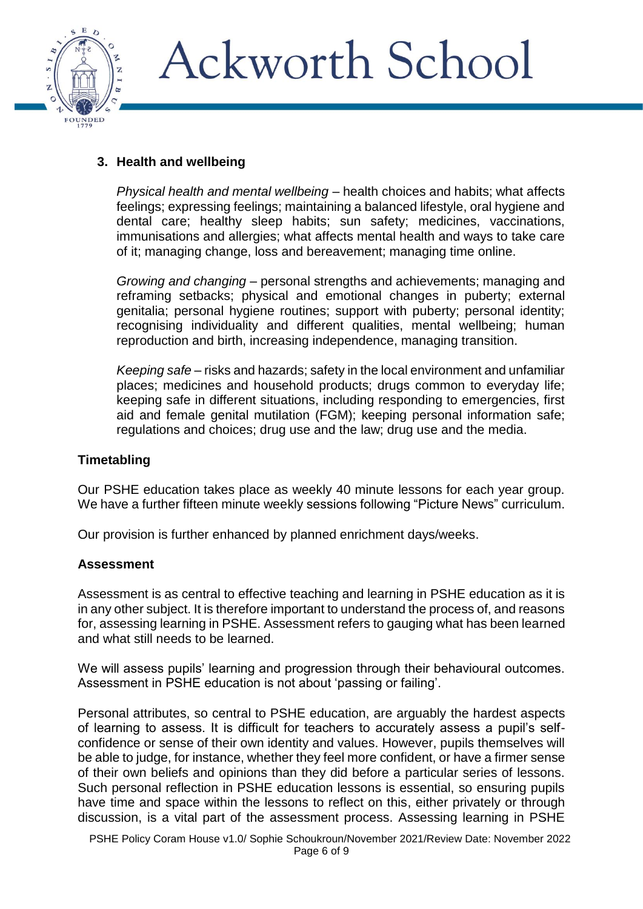### 3. Health and wellbeing

*Physical health and mental wellbeing* – health choices and habits; what affects feelings; expressing feelings; maintaining a balanced lifestyle, oral hygiene and dental care; healthy sleep habits; sun safety; medicines, vaccinations, immunisations and allergies; what affects mental health and ways to take care of it; managing change, loss and bereavement; managing time online.

*Growing and changing* – personal strengths and achievements; managing and reframing setbacks; physical and emotional changes in puberty; external genitalia; personal hygiene routines; support with puberty; personal identity; recognising individuality and different qualities, mental wellbeing; human reproduction and birth, increasing independence, managing transition.

*Keeping safe* – risks and hazards; safety in the local environment and unfamiliar places; medicines and household products; drugs common to everyday life; keeping safe in different situations, including responding to emergencies, first aid and female genital mutilation (FGM); keeping personal information safe; regulations and choices; drug use and the law; drug use and the media.

## Timetabling

Our PSHE education takes place as weekly 40 minute lessons for each year group. We have a further fifteen minute weekly sessions following "Picture News" curriculum.

Our provision is further enhanced by planned enrichment days/weeks.

## Assessment

Assessment is as central to effective teaching and learning in PSHE education as it is in any other subject. It is therefore important to understand the process of, and reasons for, assessing learning in PSHE. Assessment refers to gauging what has been learned and what still needs to be learned.

We will assess pupils' learning and progression through their behavioural outcomes. Assessment in PSHE education is not about 'passing or failing'.

Personal attributes, so central to PSHE education, are arguably the hardest aspects of learning to assess. It is difficult for teachers to accurately assess a pupil's self-confidence or sense of their own identity and values. However, pupils themselves will be able to judge, for instance, whether they feel more confident, or have a firmer sense of their own beliefs and opinions than they did before a particular series of lessons. Such personal reflection in PSHE education lessons is essential, so ensuring pupils have time and space within the lessons to reflect on this, either privately or through discussion, is a vital part of the assessment process. Assessing learning in PSHE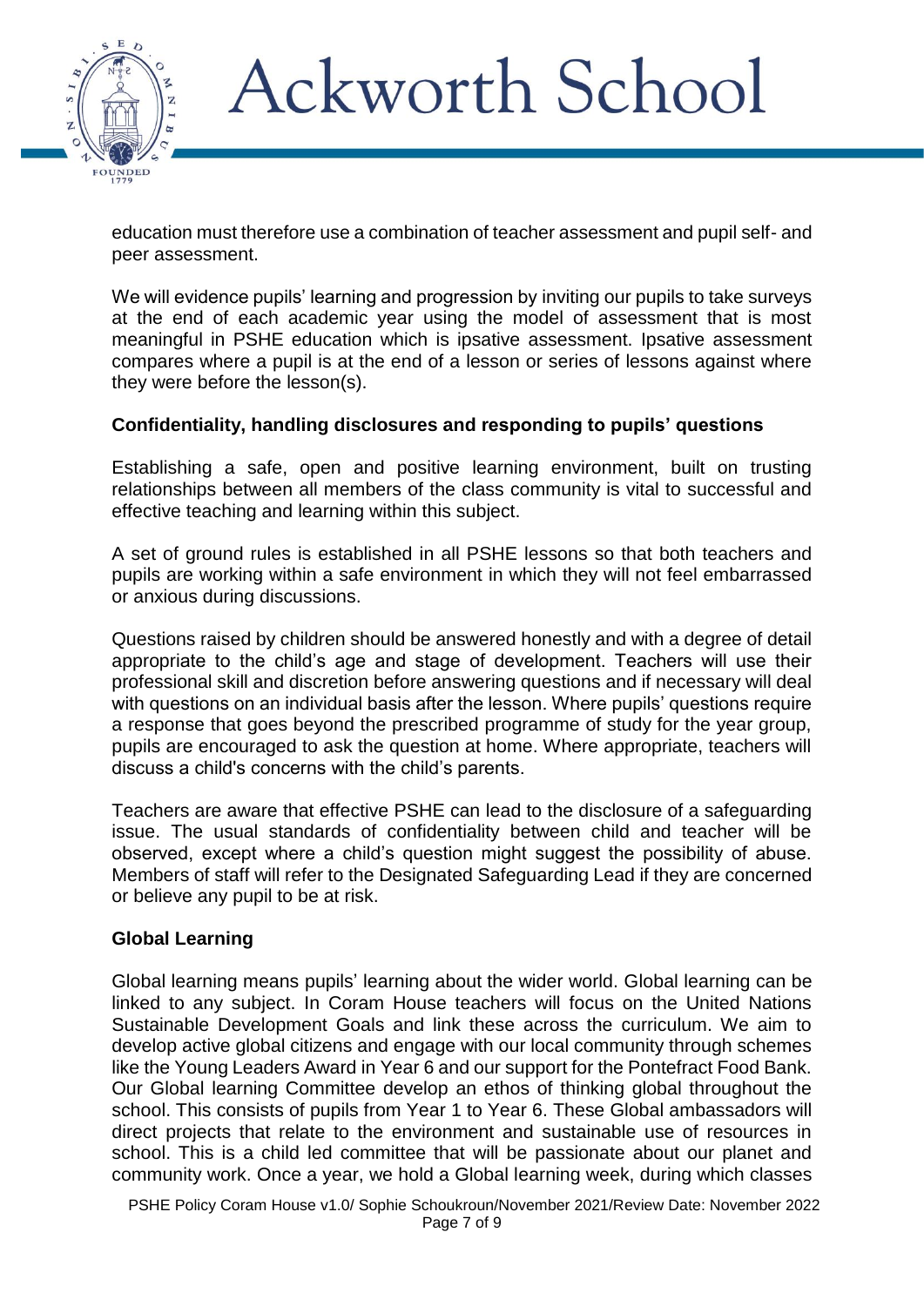education must therefore use a combination of teacher assessment and pupil self- and peer assessment.

We will evidence pupils' learning and progression by inviting our pupils to take surveys at the end of each academic year using the model of assessment that is most meaningful in PSHE education which is ipsative assessment. Ipsative assessment compares where a pupil is at the end of a lesson or series of lessons against where they were before the lesson(s).

**Confidentiality, handling disclosures and responding to pupils' questions**

Establishing a safe, open and positive learning environment, built on trusting relationships between all members of the class community is vital to successful and effective teaching and learning within this subject.

A set of ground rules is established in all PSHE lessons so that both teachers and pupils are working within a safe environment in which they will not feel embarrassed or anxious during discussions.

Questions raised by children should be answered honestly and with a degree of detail appropriate to the child's age and stage of development. Teachers will use their professional skill and discretion before answering questions and if necessary will deal with questions on an individual basis after the lesson. Where pupils' questions require a response that goes beyond the prescribed programme of study for the year group, pupils are encouraged to ask the question at home. Where appropriate, teachers will discuss a child's concerns with the child's parents.

Teachers are aware that effective PSHE can lead to the disclosure of a safeguarding issue. The usual standards of confidentiality between child and teacher will be observed, except where a child's question might suggest the possibility of abuse. Members of staff will refer to the Designated Safeguarding Lead if they are concerned or believe any pupil to be at risk.

**Global Learning**

Global learning means pupils' learning about the wider world. Global learning can be linked to any subject. In Coram House teachers will focus on the United Nations Sustainable Development Goals and link these across the curriculum. We aim to develop active global citizens and engage with our local community through schemes like the Young Leaders Award in Year 6 and our support for the Pontefract Food Bank. Our Global learning Committee develop an ethos of thinking global throughout the school. This consists of pupils from Year 1 to Year 6. These Global ambassadors will direct projects that relate to the environment and sustainable use of resources in school. This is a child led committee that will be passionate about our planet and community work. Once a year, we hold a Global learning week, during which classes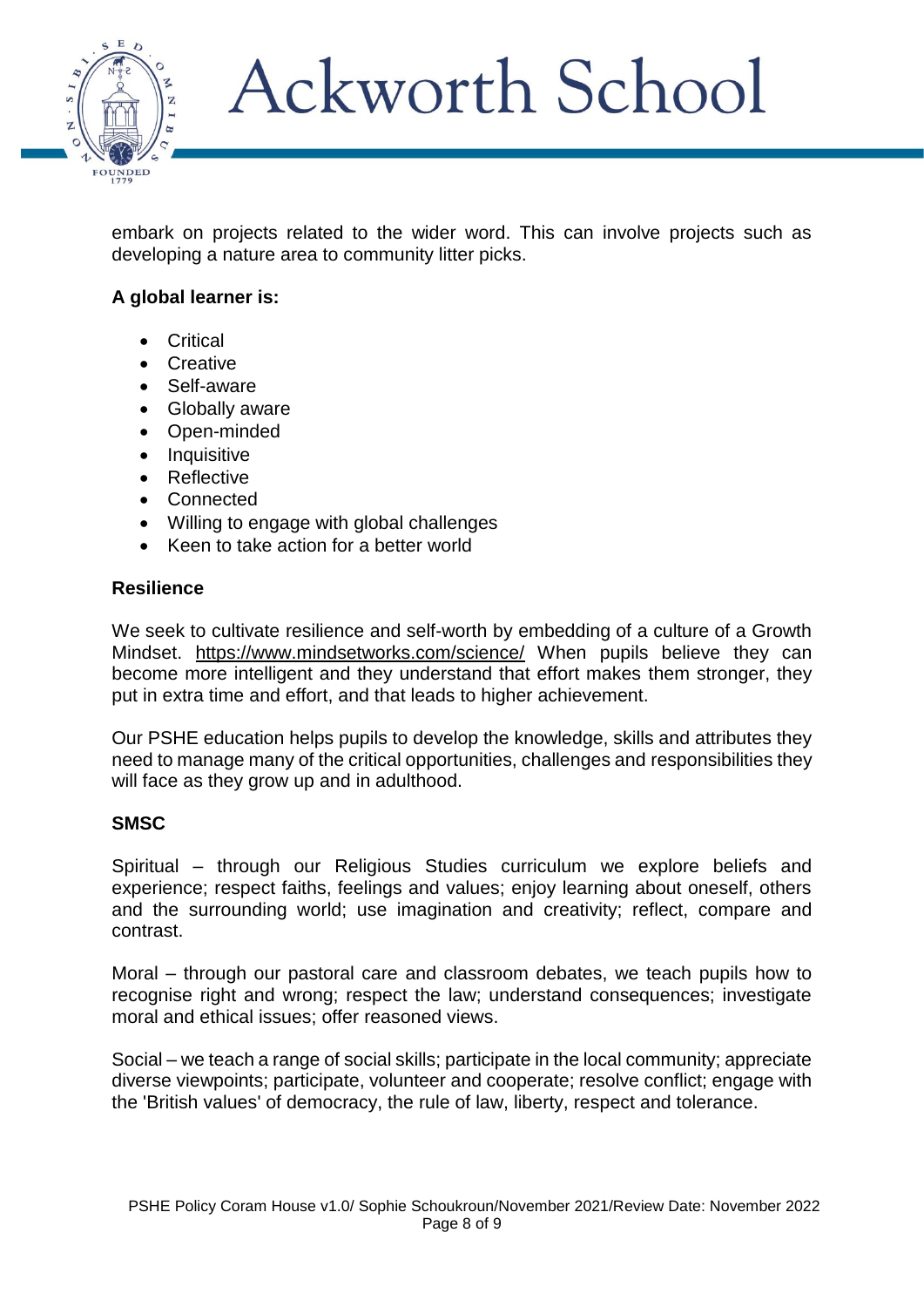embark on projects related to the wider word. This can involve projects such as developing a nature area to community litter picks.

**A global learner is:**

- Critical
- Creative
- Self-aware
- Globally aware
- Open-minded
- Inquisitive
- Reflective
- Connected
- Willing to engage with global challenges
- Keen to take action for a better world

**Resilience**

We seek to cultivate resilience and self-worth by embedding of a culture of a Growth Mindset. https://www.mindsetworks.com/science/ When pupils believe they can become more intelligent and they understand that effort makes them stronger, they put in extra time and effort, and that leads to higher achievement.

Our PSHE education helps pupils to develop the knowledge, skills and attributes they need to manage many of the critical opportunities, challenges and responsibilities they will face as they grow up and in adulthood.

**SMSC**

Spiritual – through our Religious Studies curriculum we explore beliefs and experience; respect faiths, feelings and values; enjoy learning about oneself, others and the surrounding world; use imagination and creativity; reflect, compare and contrast.

Moral – through our pastoral care and classroom debates, we teach pupils how to recognise right and wrong; respect the law; understand consequences; investigate moral and ethical issues; offer reasoned views.

Social – we teach a range of social skills; participate in the local community; appreciate diverse viewpoints; participate, volunteer and cooperate; resolve conflict; engage with the 'British values' of democracy, the rule of law, liberty, respect and tolerance.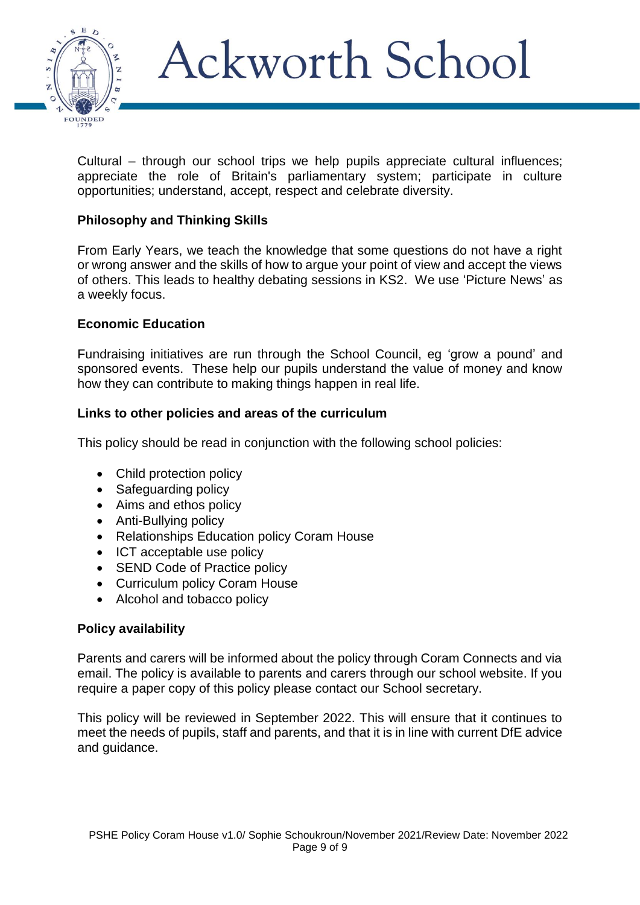Cultural – through our school trips we help pupils appreciate cultural influences; appreciate the role of Britain's parliamentary system; participate in culture opportunities; understand, accept, respect and celebrate diversity.

**Philosophy and Thinking Skills**

From Early Years, we teach the knowledge that some questions do not have a right or wrong answer and the skills of how to argue your point of view and accept the views of others. This leads to healthy debating sessions in KS2. We use 'Picture News' as a weekly focus.

**Economic Education**

Fundraising initiatives are run through the School Council, eg 'grow a pound' and sponsored events. These help our pupils understand the value of money and know how they can contribute to making things happen in real life.

**Links to other policies and areas of the curriculum**

This policy should be read in conjunction with the following school policies:

- Child protection policy
- Safeguarding policy
- Aims and ethos policy
- Anti-Bullying policy
- Relationships Education policy Coram House
- ICT acceptable use policy
- SEND Code of Practice policy
- Curriculum policy Coram House
- Alcohol and tobacco policy

**Policy availability**

Parents and carers will be informed about the policy through Coram Connects and via email. The policy is available to parents and carers through our school website. If you require a paper copy of this policy please contact our School secretary.

This policy will be reviewed in September 2022. This will ensure that it continues to meet the needs of pupils, staff and parents, and that it is in line with current DfE advice and guidance.